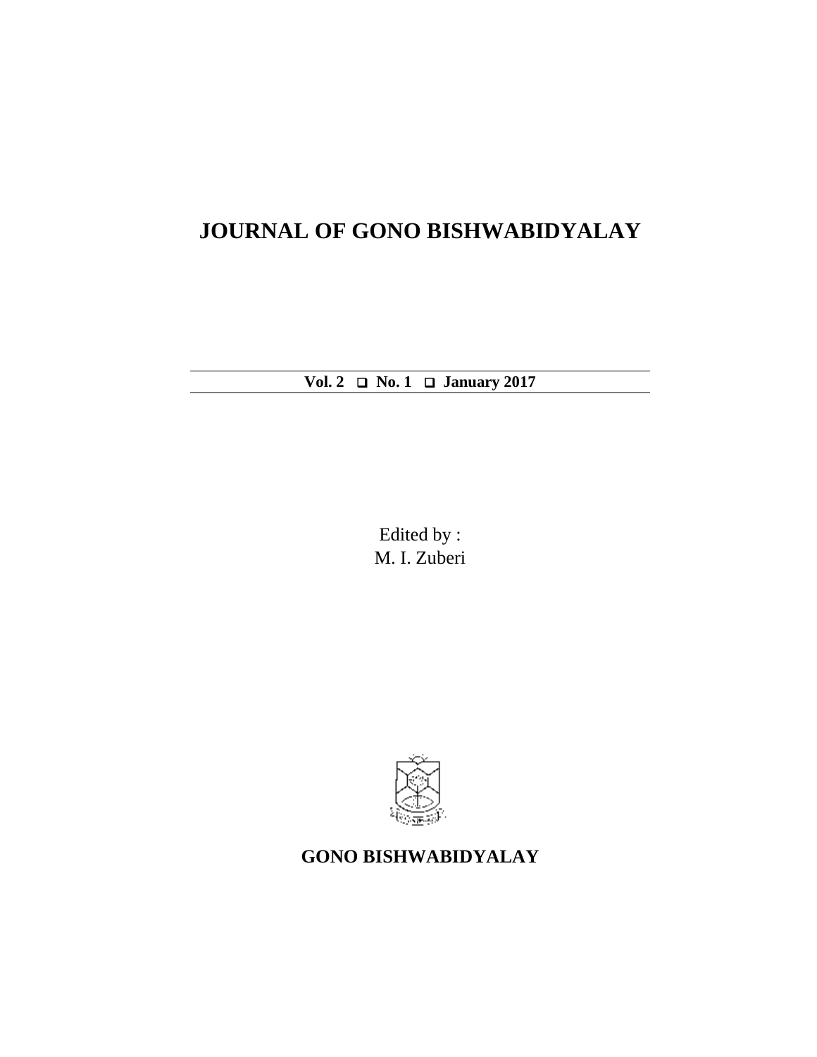# JOURNAL OF GONO BISHWABIDYALAY

**Vol. 2 ❑ No. 1 ❑ January 2017**

Edited by :
M. I. Zuberi

**GONO BISHWABIDYALAY**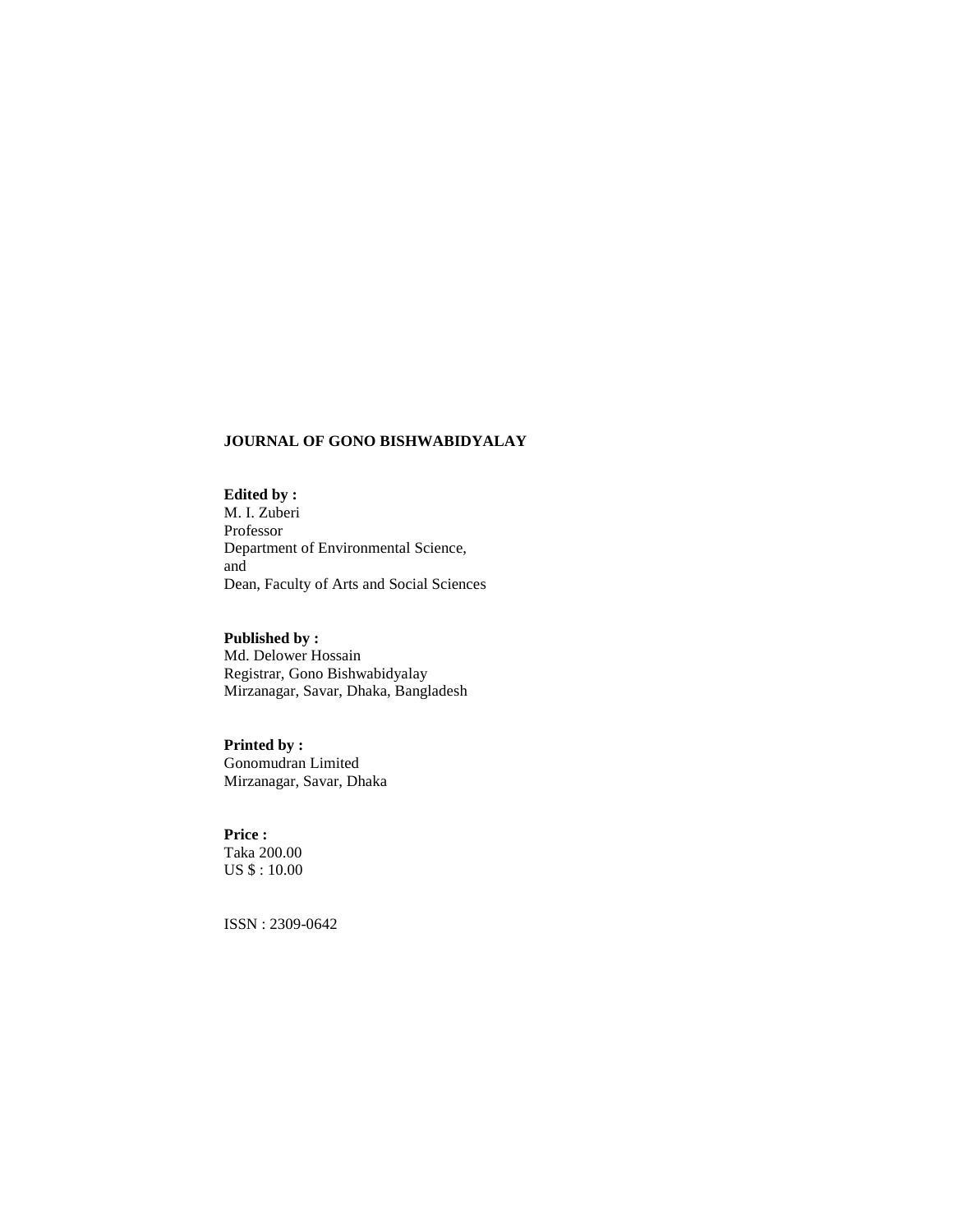**JOURNAL OF GONO BISHWABIDYALAY**

**Edited by :**
M. I. Zuberi
Professor
Department of Environmental Science,
and
Dean, Faculty of Arts and Social Sciences

**Published by :**
Md. Delower Hossain
Registrar, Gono Bishwabidyalay
Mirzanagar, Savar, Dhaka, Bangladesh

**Printed by :**
Gonomudran Limited
Mirzanagar, Savar, Dhaka

**Price :**
Taka 200.00
US $ : 10.00

ISSN : 2309-0642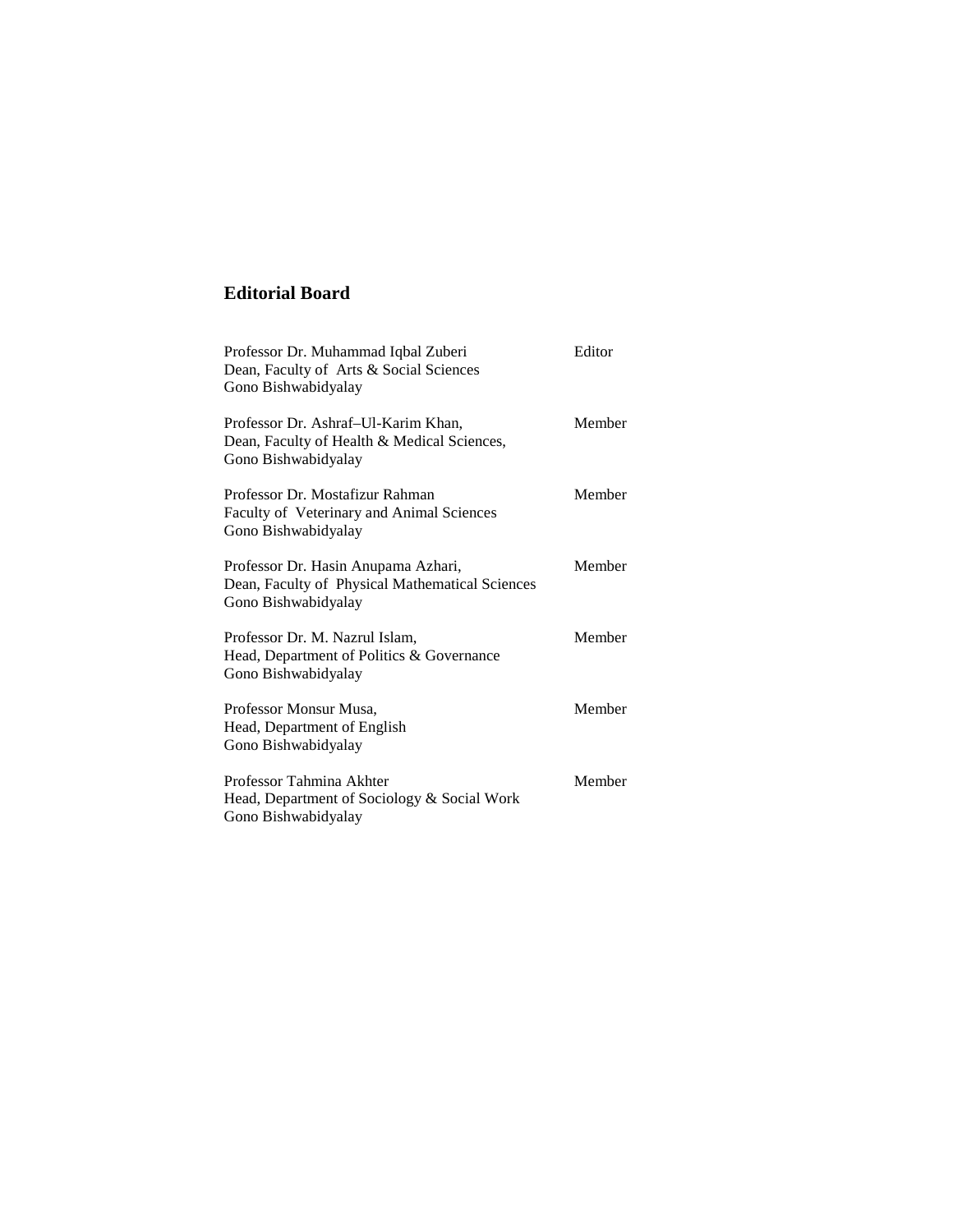## Editorial Board

| | |
|---|---|
| Professor Dr. Muhammad Iqbal Zuberi<br>Dean, Faculty of Arts & Social Sciences<br>Gono Bishwabidyalay | Editor |
| Professor Dr. Ashraf–Ul-Karim Khan,<br>Dean, Faculty of Health & Medical Sciences,<br>Gono Bishwabidyalay | Member |
| Professor Dr. Mostafizur Rahman<br>Faculty of Veterinary and Animal Sciences<br>Gono Bishwabidyalay | Member |
| Professor Dr. Hasin Anupama Azhari,<br>Dean, Faculty of Physical Mathematical Sciences<br>Gono Bishwabidyalay | Member |
| Professor Dr. M. Nazrul Islam,<br>Head, Department of Politics & Governance<br>Gono Bishwabidyalay | Member |
| Professor Monsur Musa,<br>Head, Department of English<br>Gono Bishwabidyalay | Member |
| Professor Tahmina Akhter<br>Head, Department of Sociology & Social Work<br>Gono Bishwabidyalay | Member |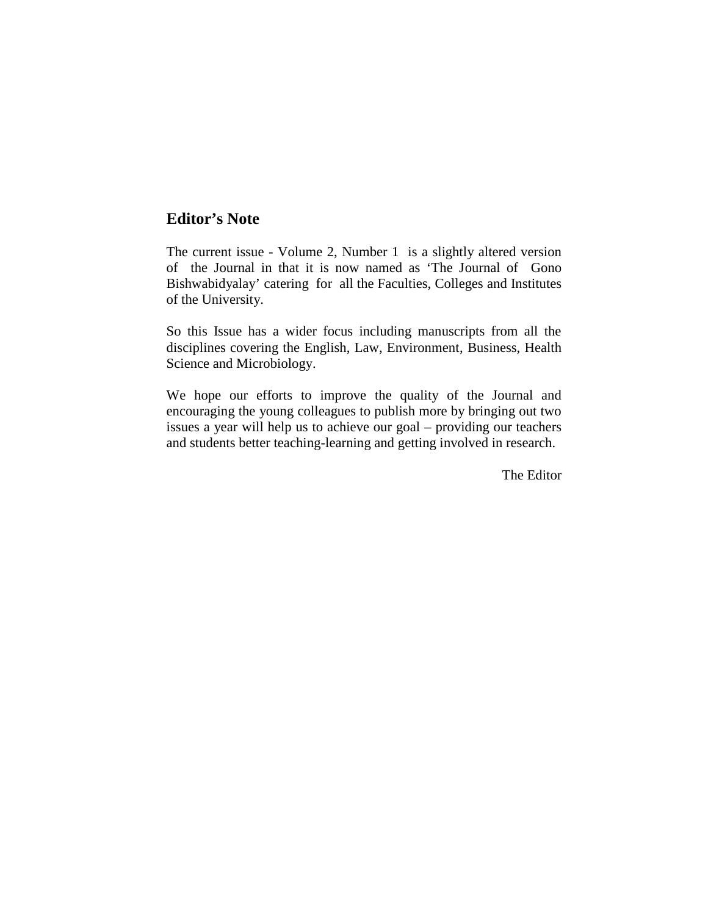## Editor's Note

The current issue - Volume 2, Number 1 is a slightly altered version of the Journal in that it is now named as 'The Journal of Gono Bishwabidyalay' catering for all the Faculties, Colleges and Institutes of the University.

So this Issue has a wider focus including manuscripts from all the disciplines covering the English, Law, Environment, Business, Health Science and Microbiology.

We hope our efforts to improve the quality of the Journal and encouraging the young colleagues to publish more by bringing out two issues a year will help us to achieve our goal – providing our teachers and students better teaching-learning and getting involved in research.

The Editor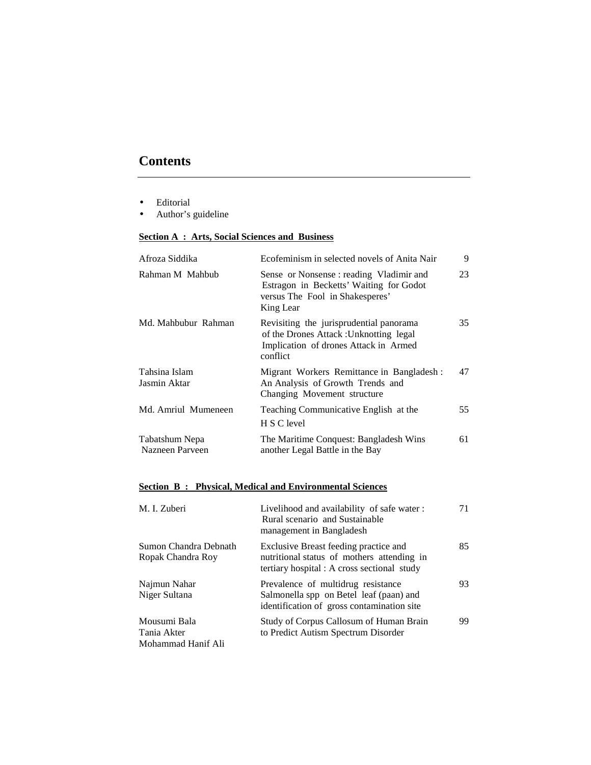# Contents

- Editorial
- Author's guideline

**Section A : Arts, Social Sciences and Business**

| Author(s) | Title | Page |
|---|---|---|
| Afroza Siddika | Ecofeminism in selected novels of Anita Nair | 9 |
| Rahman M Mahbub | Sense or Nonsense : reading Vladimir and Estragon in Becketts' Waiting for Godot versus The Fool in Shakesperes' King Lear | 23 |
| Md. Mahbubur Rahman | Revisiting the jurisprudential panorama of the Drones Attack :Unknotting legal Implication of drones Attack in Armed conflict | 35 |
| Tahsina Islam<br>Jasmin Aktar | Migrant Workers Remittance in Bangladesh : An Analysis of Growth Trends and Changing Movement structure | 47 |
| Md. Amriul Mumeneen | Teaching Communicative English at the H S C level | 55 |
| Tabatshum Nepa<br>Nazneen Parveen | The Maritime Conquest: Bangladesh Wins another Legal Battle in the Bay | 61 |

**Section B : Physical, Medical and Environmental Sciences**

| Author(s) | Title | Page |
|---|---|---|
| M. I. Zuberi | Livelihood and availability of safe water : Rural scenario and Sustainable management in Bangladesh | 71 |
| Sumon Chandra Debnath<br>Ropak Chandra Roy | Exclusive Breast feeding practice and nutritional status of mothers attending in tertiary hospital : A cross sectional study | 85 |
| Najmun Nahar<br>Niger Sultana | Prevalence of multidrug resistance Salmonella spp on Betel leaf (paan) and identification of gross contamination site | 93 |
| Mousumi Bala<br>Tania Akter<br>Mohammad Hanif Ali | Study of Corpus Callosum of Human Brain to Predict Autism Spectrum Disorder | 99 |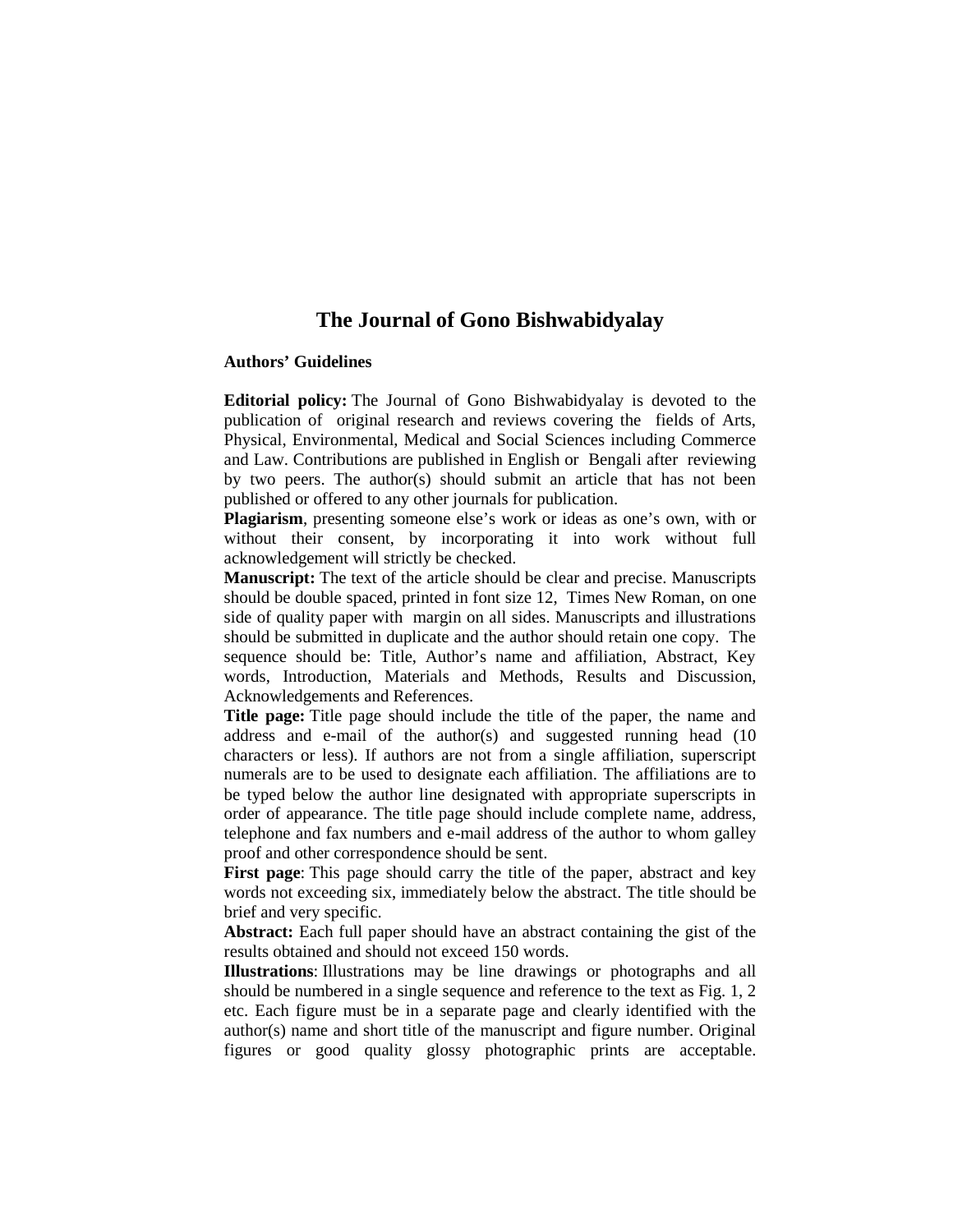# The Journal of Gono Bishwabidyalay

## Authors' Guidelines

**Editorial policy:** The Journal of Gono Bishwabidyalay is devoted to the publication of original research and reviews covering the fields of Arts, Physical, Environmental, Medical and Social Sciences including Commerce and Law. Contributions are published in English or Bengali after reviewing by two peers. The author(s) should submit an article that has not been published or offered to any other journals for publication.

**Plagiarism**, presenting someone else's work or ideas as one's own, with or without their consent, by incorporating it into work without full acknowledgement will strictly be checked.

**Manuscript:** The text of the article should be clear and precise. Manuscripts should be double spaced, printed in font size 12, Times New Roman, on one side of quality paper with margin on all sides. Manuscripts and illustrations should be submitted in duplicate and the author should retain one copy. The sequence should be: Title, Author's name and affiliation, Abstract, Key words, Introduction, Materials and Methods, Results and Discussion, Acknowledgements and References.

**Title page:** Title page should include the title of the paper, the name and address and e-mail of the author(s) and suggested running head (10 characters or less). If authors are not from a single affiliation, superscript numerals are to be used to designate each affiliation. The affiliations are to be typed below the author line designated with appropriate superscripts in order of appearance. The title page should include complete name, address, telephone and fax numbers and e-mail address of the author to whom galley proof and other correspondence should be sent.

**First page**: This page should carry the title of the paper, abstract and key words not exceeding six, immediately below the abstract. The title should be brief and very specific.

**Abstract:** Each full paper should have an abstract containing the gist of the results obtained and should not exceed 150 words.

**Illustrations**: Illustrations may be line drawings or photographs and all should be numbered in a single sequence and reference to the text as Fig. 1, 2 etc. Each figure must be in a separate page and clearly identified with the author(s) name and short title of the manuscript and figure number. Original figures or good quality glossy photographic prints are acceptable.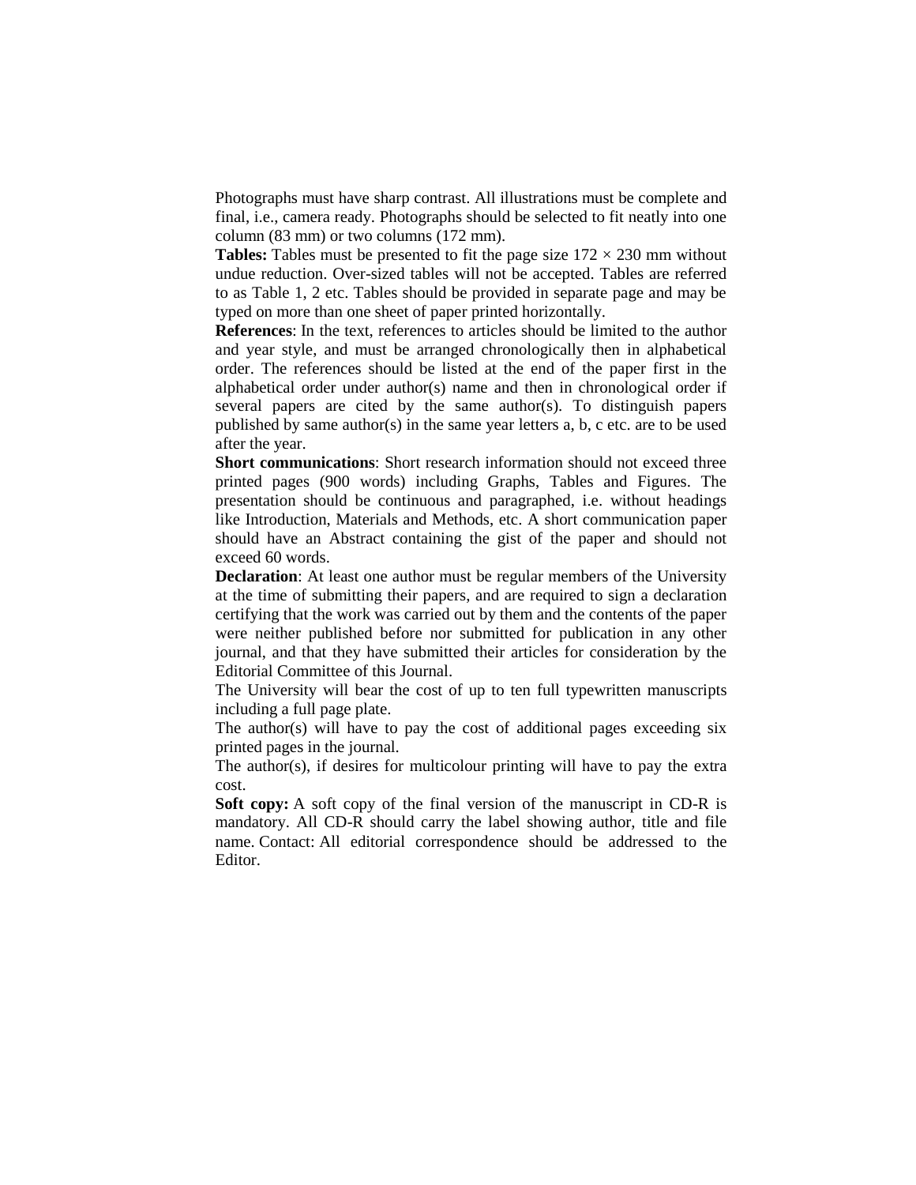Photographs must have sharp contrast. All illustrations must be complete and final, i.e., camera ready. Photographs should be selected to fit neatly into one column (83 mm) or two columns (172 mm).

**Tables:** Tables must be presented to fit the page size 172 × 230 mm without undue reduction. Over-sized tables will not be accepted. Tables are referred to as Table 1, 2 etc. Tables should be provided in separate page and may be typed on more than one sheet of paper printed horizontally.

**References**: In the text, references to articles should be limited to the author and year style, and must be arranged chronologically then in alphabetical order. The references should be listed at the end of the paper first in the alphabetical order under author(s) name and then in chronological order if several papers are cited by the same author(s). To distinguish papers published by same author(s) in the same year letters a, b, c etc. are to be used after the year.

**Short communications**: Short research information should not exceed three printed pages (900 words) including Graphs, Tables and Figures. The presentation should be continuous and paragraphed, i.e. without headings like Introduction, Materials and Methods, etc. A short communication paper should have an Abstract containing the gist of the paper and should not exceed 60 words.

**Declaration**: At least one author must be regular members of the University at the time of submitting their papers, and are required to sign a declaration certifying that the work was carried out by them and the contents of the paper were neither published before nor submitted for publication in any other journal, and that they have submitted their articles for consideration by the Editorial Committee of this Journal.

The University will bear the cost of up to ten full typewritten manuscripts including a full page plate.

The author(s) will have to pay the cost of additional pages exceeding six printed pages in the journal.

The author(s), if desires for multicolour printing will have to pay the extra cost.

**Soft copy:** A soft copy of the final version of the manuscript in CD-R is mandatory. All CD-R should carry the label showing author, title and file name. Contact: All editorial correspondence should be addressed to the Editor.